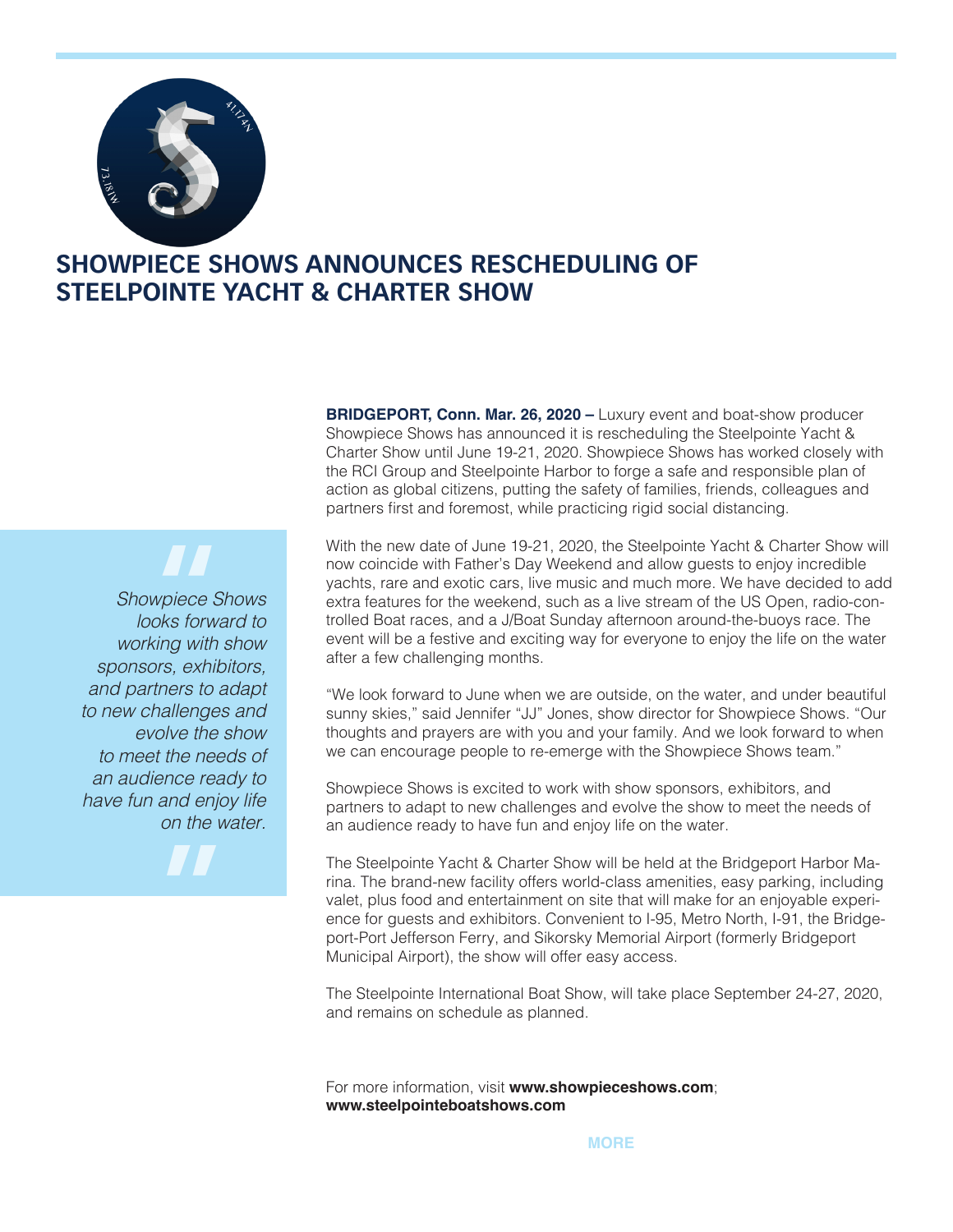# SHOWPIECE SHOWS ANNOUNCES RESCHEDULING OF STEELPOINTE YACHT & CHARTER SHOW

> *Showpiece Shows looks forward to working with show sponsors, exhibitors, and partners to adapt to new challenges and evolve the show to meet the needs of an audience ready to have fun and enjoy life on the water.*

**BRIDGEPORT, Conn. Mar. 26, 2020 –** Luxury event and boat-show producer Showpiece Shows has announced it is rescheduling the Steelpointe Yacht & Charter Show until June 19-21, 2020. Showpiece Shows has worked closely with the RCI Group and Steelpointe Harbor to forge a safe and responsible plan of action as global citizens, putting the safety of families, friends, colleagues and partners first and foremost, while practicing rigid social distancing.

With the new date of June 19-21, 2020, the Steelpointe Yacht & Charter Show will now coincide with Father's Day Weekend and allow guests to enjoy incredible yachts, rare and exotic cars, live music and much more. We have decided to add extra features for the weekend, such as a live stream of the US Open, radio-controlled Boat races, and a J/Boat Sunday afternoon around-the-buoys race. The event will be a festive and exciting way for everyone to enjoy the life on the water after a few challenging months.

"We look forward to June when we are outside, on the water, and under beautiful sunny skies," said Jennifer "JJ" Jones, show director for Showpiece Shows. "Our thoughts and prayers are with you and your family. And we look forward to when we can encourage people to re-emerge with the Showpiece Shows team."

Showpiece Shows is excited to work with show sponsors, exhibitors, and partners to adapt to new challenges and evolve the show to meet the needs of an audience ready to have fun and enjoy life on the water.

The Steelpointe Yacht & Charter Show will be held at the Bridgeport Harbor Marina. The brand-new facility offers world-class amenities, easy parking, including valet, plus food and entertainment on site that will make for an enjoyable experience for guests and exhibitors. Convenient to I-95, Metro North, I-91, the Bridgeport-Port Jefferson Ferry, and Sikorsky Memorial Airport (formerly Bridgeport Municipal Airport), the show will offer easy access.

The Steelpointe International Boat Show, will take place September 24-27, 2020, and remains on schedule as planned.

For more information, visit **www.showpieceshows.com**; **www.steelpointeboatshows.com**

**MORE**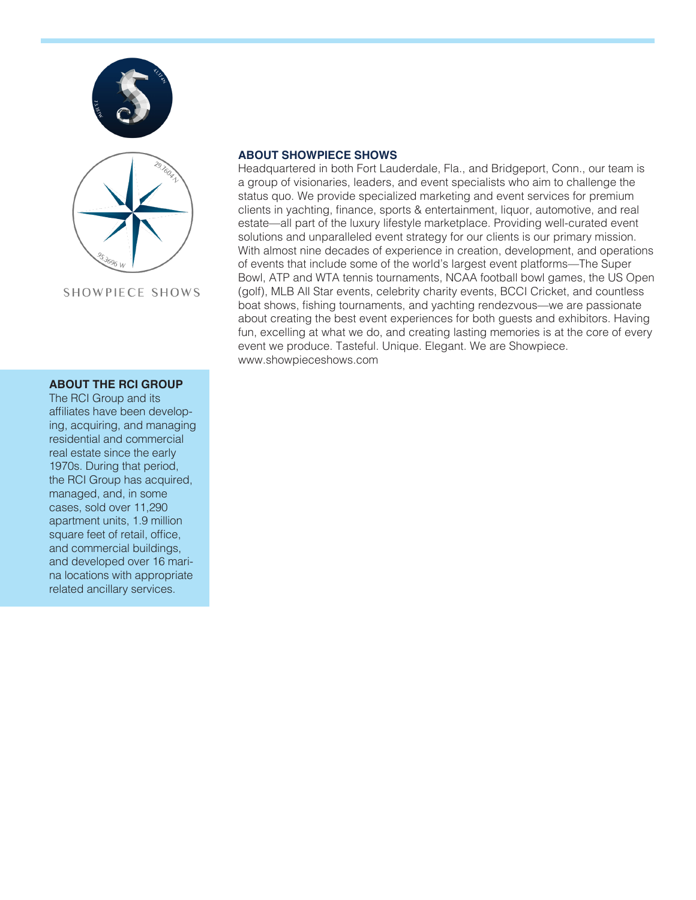SHOWPIECE SHOWS

## ABOUT SHOWPIECE SHOWS

Headquartered in both Fort Lauderdale, Fla., and Bridgeport, Conn., our team is a group of visionaries, leaders, and event specialists who aim to challenge the status quo. We provide specialized marketing and event services for premium clients in yachting, finance, sports & entertainment, liquor, automotive, and real estate—all part of the luxury lifestyle marketplace. Providing well-curated event solutions and unparalleled event strategy for our clients is our primary mission. With almost nine decades of experience in creation, development, and operations of events that include some of the world's largest event platforms—The Super Bowl, ATP and WTA tennis tournaments, NCAA football bowl games, the US Open (golf), MLB All Star events, celebrity charity events, BCCI Cricket, and countless boat shows, fishing tournaments, and yachting rendezvous—we are passionate about creating the best event experiences for both guests and exhibitors. Having fun, excelling at what we do, and creating lasting memories is at the core of every event we produce. Tasteful. Unique. Elegant. We are Showpiece. www.showpieceshows.com

## ABOUT THE RCI GROUP

The RCI Group and its affiliates have been developing, acquiring, and managing residential and commercial real estate since the early 1970s. During that period, the RCI Group has acquired, managed, and, in some cases, sold over 11,290 apartment units, 1.9 million square feet of retail, office, and commercial buildings, and developed over 16 marina locations with appropriate related ancillary services.